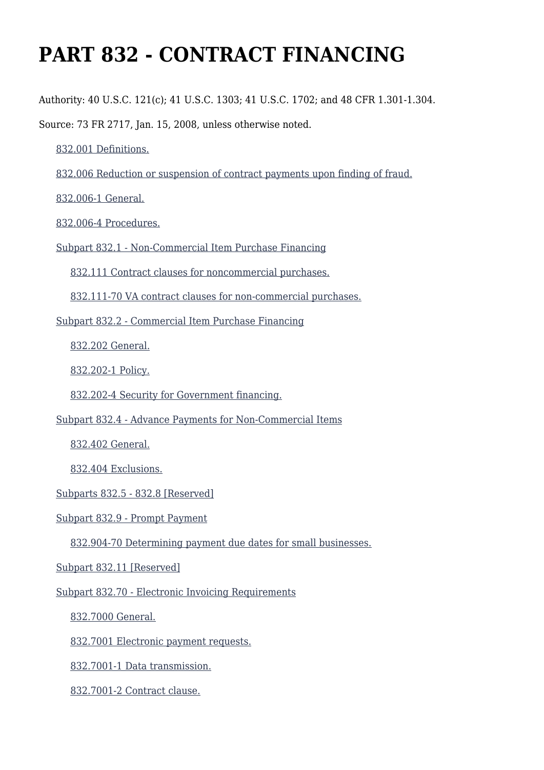# PART 832 - CONTRACT FINANCING

Authority: 40 U.S.C. 121(c); 41 U.S.C. 1303; 41 U.S.C. 1702; and 48 CFR 1.301-1.304.

Source: 73 FR 2717, Jan. 15, 2008, unless otherwise noted.

- 832.001 Definitions.
- 832.006 Reduction or suspension of contract payments upon finding of fraud.
- 832.006-1 General.
- 832.006-4 Procedures.
- Subpart 832.1 - Non-Commercial Item Purchase Financing
  - 832.111 Contract clauses for noncommercial purchases.
  - 832.111-70 VA contract clauses for non-commercial purchases.
- Subpart 832.2 - Commercial Item Purchase Financing
  - 832.202 General.
  - 832.202-1 Policy.
  - 832.202-4 Security for Government financing.
- Subpart 832.4 - Advance Payments for Non-Commercial Items
  - 832.402 General.
  - 832.404 Exclusions.
- Subparts 832.5 - 832.8 [Reserved]
- Subpart 832.9 - Prompt Payment
  - 832.904-70 Determining payment due dates for small businesses.
- Subpart 832.11 [Reserved]
- Subpart 832.70 - Electronic Invoicing Requirements
  - 832.7000 General.
  - 832.7001 Electronic payment requests.
  - 832.7001-1 Data transmission.
  - 832.7001-2 Contract clause.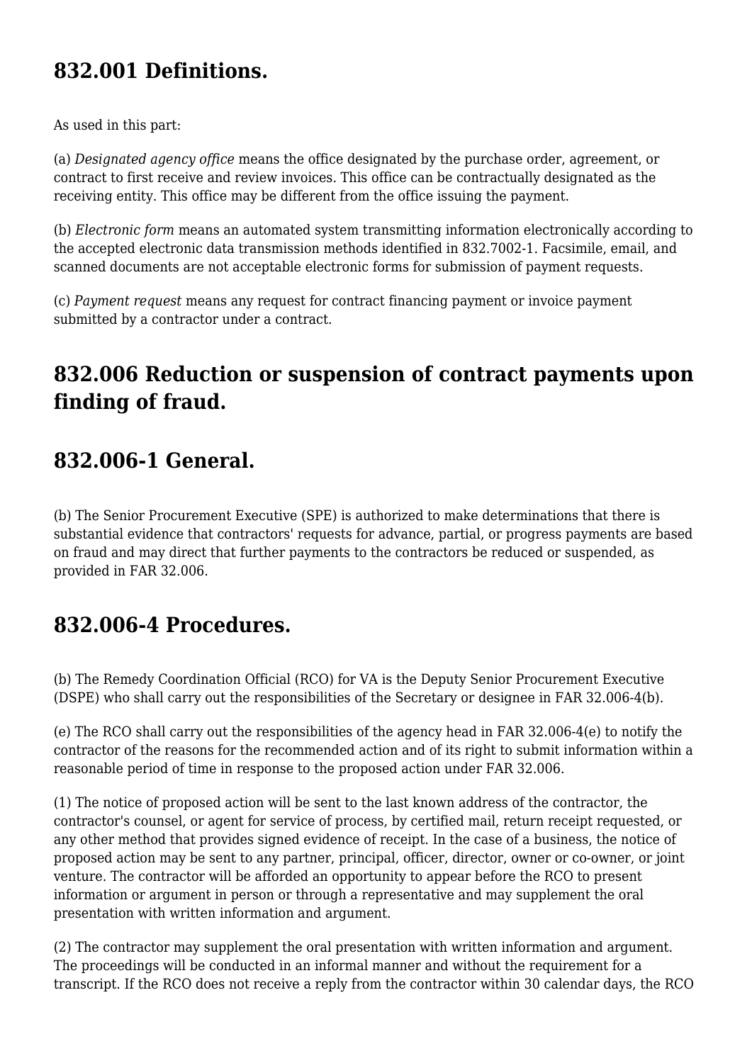## 832.001 Definitions.

As used in this part:

(a) *Designated agency office* means the office designated by the purchase order, agreement, or contract to first receive and review invoices. This office can be contractually designated as the receiving entity. This office may be different from the office issuing the payment.

(b) *Electronic form* means an automated system transmitting information electronically according to the accepted electronic data transmission methods identified in 832.7002-1. Facsimile, email, and scanned documents are not acceptable electronic forms for submission of payment requests.

(c) *Payment request* means any request for contract financing payment or invoice payment submitted by a contractor under a contract.

## 832.006 Reduction or suspension of contract payments upon finding of fraud.

## 832.006-1 General.

(b) The Senior Procurement Executive (SPE) is authorized to make determinations that there is substantial evidence that contractors' requests for advance, partial, or progress payments are based on fraud and may direct that further payments to the contractors be reduced or suspended, as provided in FAR 32.006.

## 832.006-4 Procedures.

(b) The Remedy Coordination Official (RCO) for VA is the Deputy Senior Procurement Executive (DSPE) who shall carry out the responsibilities of the Secretary or designee in FAR 32.006-4(b).

(e) The RCO shall carry out the responsibilities of the agency head in FAR 32.006-4(e) to notify the contractor of the reasons for the recommended action and of its right to submit information within a reasonable period of time in response to the proposed action under FAR 32.006.

(1) The notice of proposed action will be sent to the last known address of the contractor, the contractor's counsel, or agent for service of process, by certified mail, return receipt requested, or any other method that provides signed evidence of receipt. In the case of a business, the notice of proposed action may be sent to any partner, principal, officer, director, owner or co-owner, or joint venture. The contractor will be afforded an opportunity to appear before the RCO to present information or argument in person or through a representative and may supplement the oral presentation with written information and argument.

(2) The contractor may supplement the oral presentation with written information and argument. The proceedings will be conducted in an informal manner and without the requirement for a transcript. If the RCO does not receive a reply from the contractor within 30 calendar days, the RCO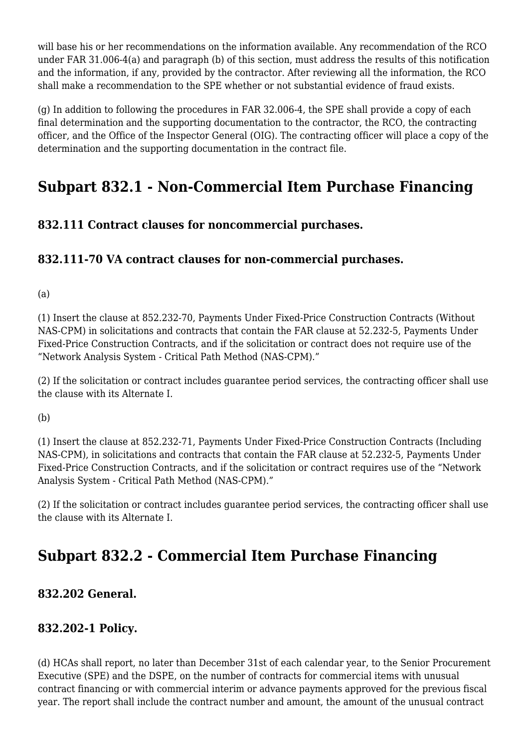will base his or her recommendations on the information available. Any recommendation of the RCO under FAR 31.006-4(a) and paragraph (b) of this section, must address the results of this notification and the information, if any, provided by the contractor. After reviewing all the information, the RCO shall make a recommendation to the SPE whether or not substantial evidence of fraud exists.

(g) In addition to following the procedures in FAR 32.006-4, the SPE shall provide a copy of each final determination and the supporting documentation to the contractor, the RCO, the contracting officer, and the Office of the Inspector General (OIG). The contracting officer will place a copy of the determination and the supporting documentation in the contract file.

## Subpart 832.1 - Non-Commercial Item Purchase Financing

### 832.111 Contract clauses for noncommercial purchases.

### 832.111-70 VA contract clauses for non-commercial purchases.

(a)

(1) Insert the clause at 852.232-70, Payments Under Fixed-Price Construction Contracts (Without NAS-CPM) in solicitations and contracts that contain the FAR clause at 52.232-5, Payments Under Fixed-Price Construction Contracts, and if the solicitation or contract does not require use of the "Network Analysis System - Critical Path Method (NAS-CPM)."

(2) If the solicitation or contract includes guarantee period services, the contracting officer shall use the clause with its Alternate I.

(b)

(1) Insert the clause at 852.232-71, Payments Under Fixed-Price Construction Contracts (Including NAS-CPM), in solicitations and contracts that contain the FAR clause at 52.232-5, Payments Under Fixed-Price Construction Contracts, and if the solicitation or contract requires use of the "Network Analysis System - Critical Path Method (NAS-CPM)."

(2) If the solicitation or contract includes guarantee period services, the contracting officer shall use the clause with its Alternate I.

## Subpart 832.2 - Commercial Item Purchase Financing

### 832.202 General.

### 832.202-1 Policy.

(d) HCAs shall report, no later than December 31st of each calendar year, to the Senior Procurement Executive (SPE) and the DSPE, on the number of contracts for commercial items with unusual contract financing or with commercial interim or advance payments approved for the previous fiscal year. The report shall include the contract number and amount, the amount of the unusual contract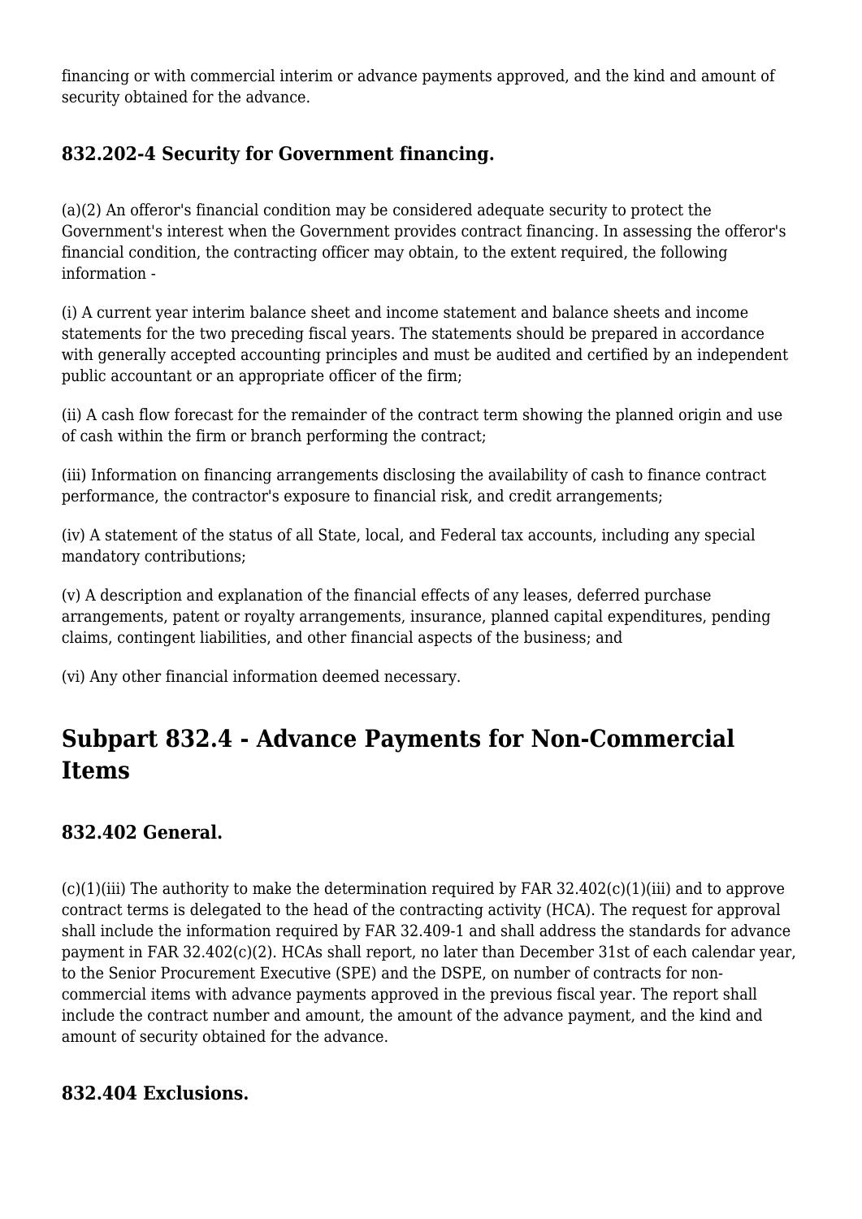financing or with commercial interim or advance payments approved, and the kind and amount of security obtained for the advance.

### 832.202-4 Security for Government financing.

(a)(2) An offeror's financial condition may be considered adequate security to protect the Government's interest when the Government provides contract financing. In assessing the offeror's financial condition, the contracting officer may obtain, to the extent required, the following information -

(i) A current year interim balance sheet and income statement and balance sheets and income statements for the two preceding fiscal years. The statements should be prepared in accordance with generally accepted accounting principles and must be audited and certified by an independent public accountant or an appropriate officer of the firm;

(ii) A cash flow forecast for the remainder of the contract term showing the planned origin and use of cash within the firm or branch performing the contract;

(iii) Information on financing arrangements disclosing the availability of cash to finance contract performance, the contractor's exposure to financial risk, and credit arrangements;

(iv) A statement of the status of all State, local, and Federal tax accounts, including any special mandatory contributions;

(v) A description and explanation of the financial effects of any leases, deferred purchase arrangements, patent or royalty arrangements, insurance, planned capital expenditures, pending claims, contingent liabilities, and other financial aspects of the business; and

(vi) Any other financial information deemed necessary.

## Subpart 832.4 - Advance Payments for Non-Commercial Items

### 832.402 General.

(c)(1)(iii) The authority to make the determination required by FAR 32.402(c)(1)(iii) and to approve contract terms is delegated to the head of the contracting activity (HCA). The request for approval shall include the information required by FAR 32.409-1 and shall address the standards for advance payment in FAR 32.402(c)(2). HCAs shall report, no later than December 31st of each calendar year, to the Senior Procurement Executive (SPE) and the DSPE, on number of contracts for non-commercial items with advance payments approved in the previous fiscal year. The report shall include the contract number and amount, the amount of the advance payment, and the kind and amount of security obtained for the advance.

### 832.404 Exclusions.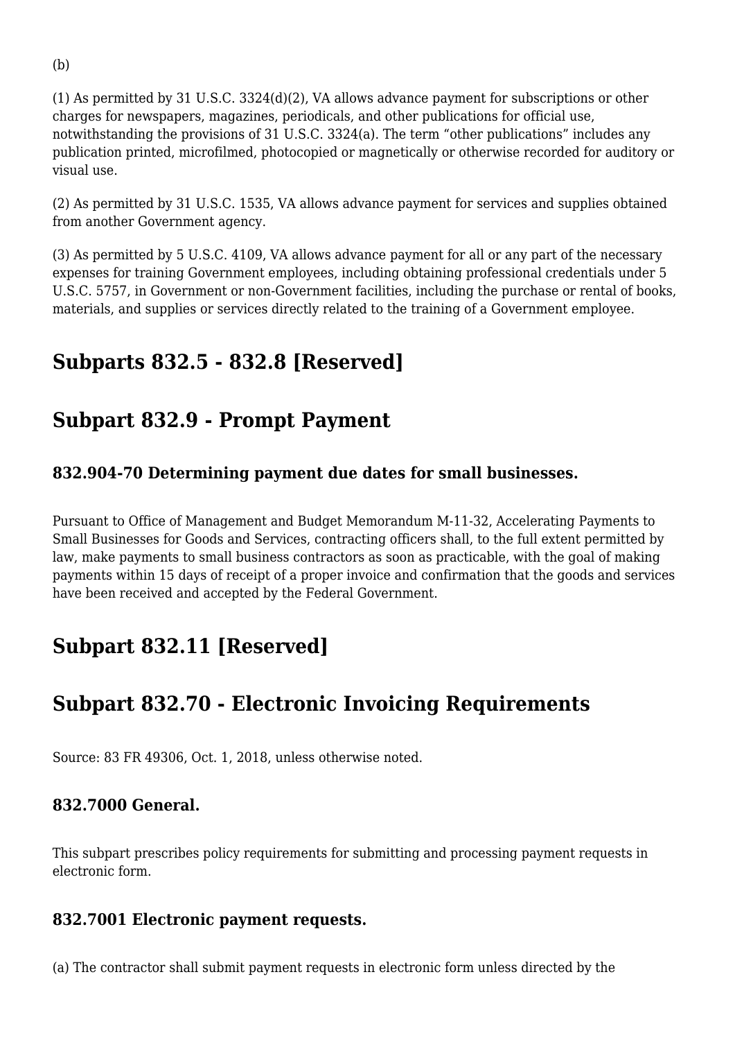(b)

(1) As permitted by 31 U.S.C. 3324(d)(2), VA allows advance payment for subscriptions or other charges for newspapers, magazines, periodicals, and other publications for official use, notwithstanding the provisions of 31 U.S.C. 3324(a). The term "other publications" includes any publication printed, microfilmed, photocopied or magnetically or otherwise recorded for auditory or visual use.

(2) As permitted by 31 U.S.C. 1535, VA allows advance payment for services and supplies obtained from another Government agency.

(3) As permitted by 5 U.S.C. 4109, VA allows advance payment for all or any part of the necessary expenses for training Government employees, including obtaining professional credentials under 5 U.S.C. 5757, in Government or non-Government facilities, including the purchase or rental of books, materials, and supplies or services directly related to the training of a Government employee.

## Subparts 832.5 - 832.8 [Reserved]

## Subpart 832.9 - Prompt Payment

### 832.904-70 Determining payment due dates for small businesses.

Pursuant to Office of Management and Budget Memorandum M-11-32, Accelerating Payments to Small Businesses for Goods and Services, contracting officers shall, to the full extent permitted by law, make payments to small business contractors as soon as practicable, with the goal of making payments within 15 days of receipt of a proper invoice and confirmation that the goods and services have been received and accepted by the Federal Government.

## Subpart 832.11 [Reserved]

## Subpart 832.70 - Electronic Invoicing Requirements

Source: 83 FR 49306, Oct. 1, 2018, unless otherwise noted.

### 832.7000 General.

This subpart prescribes policy requirements for submitting and processing payment requests in electronic form.

### 832.7001 Electronic payment requests.

(a) The contractor shall submit payment requests in electronic form unless directed by the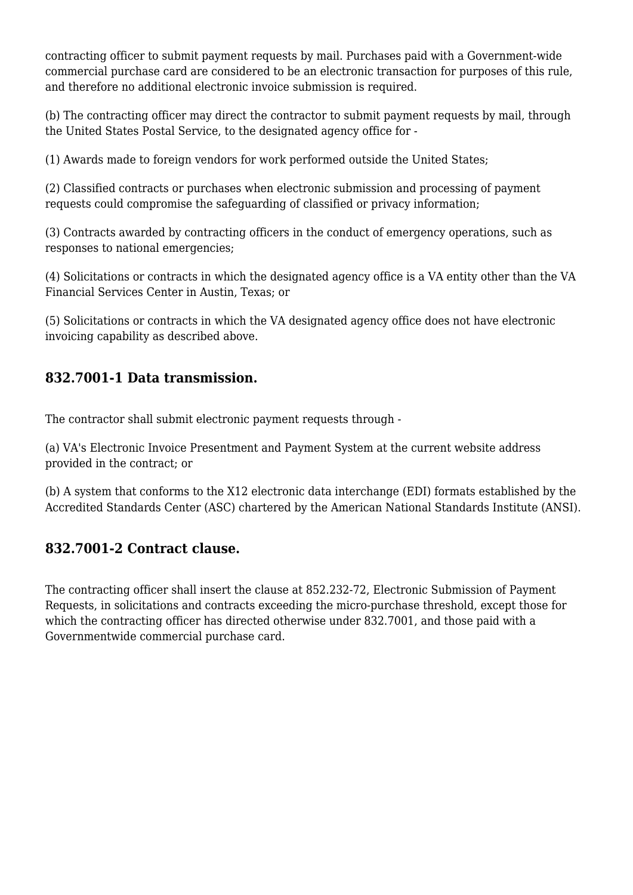contracting officer to submit payment requests by mail. Purchases paid with a Government-wide commercial purchase card are considered to be an electronic transaction for purposes of this rule, and therefore no additional electronic invoice submission is required.

(b) The contracting officer may direct the contractor to submit payment requests by mail, through the United States Postal Service, to the designated agency office for -

(1) Awards made to foreign vendors for work performed outside the United States;

(2) Classified contracts or purchases when electronic submission and processing of payment requests could compromise the safeguarding of classified or privacy information;

(3) Contracts awarded by contracting officers in the conduct of emergency operations, such as responses to national emergencies;

(4) Solicitations or contracts in which the designated agency office is a VA entity other than the VA Financial Services Center in Austin, Texas; or

(5) Solicitations or contracts in which the VA designated agency office does not have electronic invoicing capability as described above.

## 832.7001-1 Data transmission.

The contractor shall submit electronic payment requests through -

(a) VA's Electronic Invoice Presentment and Payment System at the current website address provided in the contract; or

(b) A system that conforms to the X12 electronic data interchange (EDI) formats established by the Accredited Standards Center (ASC) chartered by the American National Standards Institute (ANSI).

## 832.7001-2 Contract clause.

The contracting officer shall insert the clause at 852.232-72, Electronic Submission of Payment Requests, in solicitations and contracts exceeding the micro-purchase threshold, except those for which the contracting officer has directed otherwise under 832.7001, and those paid with a Governmentwide commercial purchase card.